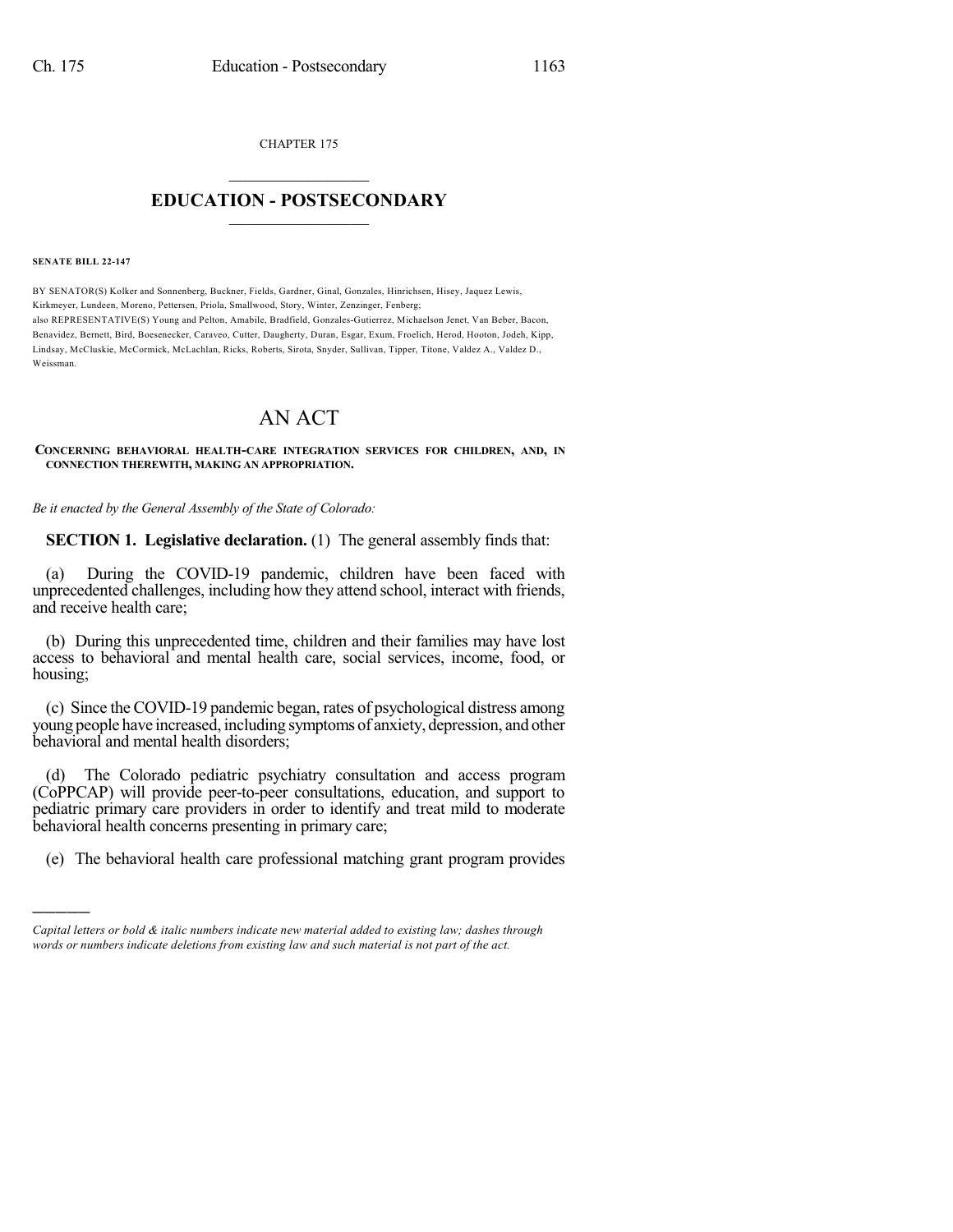CHAPTER 175

# EDUCATION - POSTSECONDARY

**SENATE BILL 22-147**

BY SENATOR(S) Kolker and Sonnenberg, Buckner, Fields, Gardner, Ginal, Gonzales, Hinrichsen, Hisey, Jaquez Lewis, Kirkmeyer, Lundeen, Moreno, Pettersen, Priola, Smallwood, Story, Winter, Zenzinger, Fenberg;
also REPRESENTATIVE(S) Young and Pelton, Amabile, Bradfield, Gonzales-Gutierrez, Michaelson Jenet, Van Beber, Bacon, Benavidez, Bernett, Bird, Boesenecker, Caraveo, Cutter, Daugherty, Duran, Esgar, Exum, Froelich, Herod, Hooton, Jodeh, Kipp, Lindsay, McCluskie, McCormick, McLachlan, Ricks, Roberts, Sirota, Snyder, Sullivan, Tipper, Titone, Valdez A., Valdez D., Weissman.

# AN ACT

**CONCERNING BEHAVIORAL HEALTH-CARE INTEGRATION SERVICES FOR CHILDREN, AND, IN CONNECTION THEREWITH, MAKING AN APPROPRIATION.**

*Be it enacted by the General Assembly of the State of Colorado:*

**SECTION 1. Legislative declaration.** (1) The general assembly finds that:

(a) During the COVID-19 pandemic, children have been faced with unprecedented challenges, including how they attend school, interact with friends, and receive health care;

(b) During this unprecedented time, children and their families may have lost access to behavioral and mental health care, social services, income, food, or housing;

(c) Since the COVID-19 pandemic began, rates of psychological distress among young people have increased, including symptoms of anxiety, depression, and other behavioral and mental health disorders;

(d) The Colorado pediatric psychiatry consultation and access program (CoPPCAP) will provide peer-to-peer consultations, education, and support to pediatric primary care providers in order to identify and treat mild to moderate behavioral health concerns presenting in primary care;

(e) The behavioral health care professional matching grant program provides

---

*Capital letters or bold & italic numbers indicate new material added to existing law; dashes through words or numbers indicate deletions from existing law and such material is not part of the act.*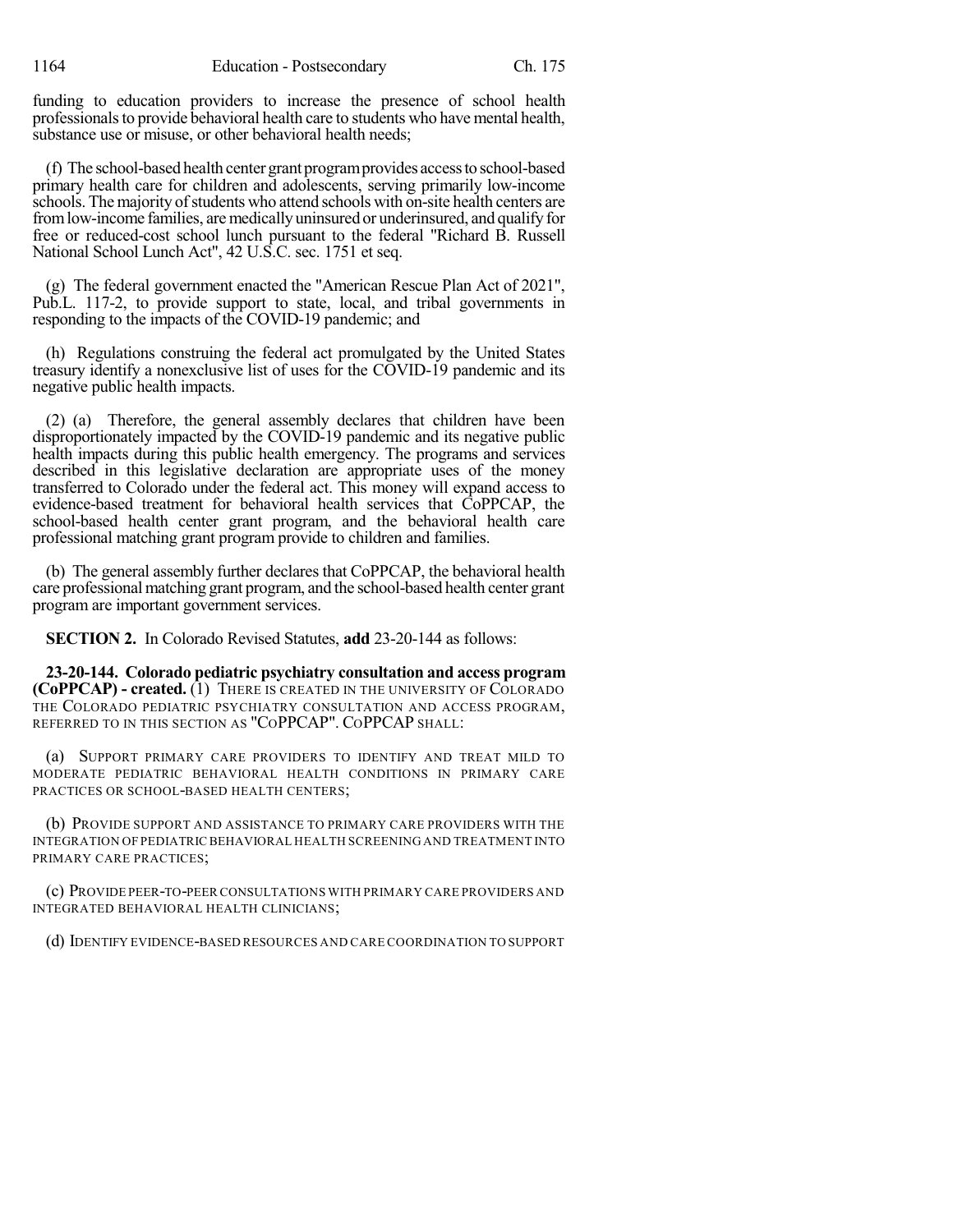funding to education providers to increase the presence of school health professionals to provide behavioral health care to students who have mental health, substance use or misuse, or other behavioral health needs;

(f) The school-based health center grant program provides access to school-based primary health care for children and adolescents, serving primarily low-income schools. The majority of students who attend schools with on-site health centers are from low-income families, are medically uninsured or underinsured, and qualify for free or reduced-cost school lunch pursuant to the federal "Richard B. Russell National School Lunch Act", 42 U.S.C. sec. 1751 et seq.

(g) The federal government enacted the "American Rescue Plan Act of 2021", Pub.L. 117-2, to provide support to state, local, and tribal governments in responding to the impacts of the COVID-19 pandemic; and

(h) Regulations construing the federal act promulgated by the United States treasury identify a nonexclusive list of uses for the COVID-19 pandemic and its negative public health impacts.

(2) (a) Therefore, the general assembly declares that children have been disproportionately impacted by the COVID-19 pandemic and its negative public health impacts during this public health emergency. The programs and services described in this legislative declaration are appropriate uses of the money transferred to Colorado under the federal act. This money will expand access to evidence-based treatment for behavioral health services that CoPPCAP, the school-based health center grant program, and the behavioral health care professional matching grant program provide to children and families.

(b) The general assembly further declares that CoPPCAP, the behavioral health care professional matching grant program, and the school-based health center grant program are important government services.

**SECTION 2.** In Colorado Revised Statutes, **add** 23-20-144 as follows:

**23-20-144. Colorado pediatric psychiatry consultation and access program (CoPPCAP) - created.** (1) THERE IS CREATED IN THE UNIVERSITY OF COLORADO THE COLORADO PEDIATRIC PSYCHIATRY CONSULTATION AND ACCESS PROGRAM, REFERRED TO IN THIS SECTION AS "COPPCAP". COPPCAP SHALL:

(a) SUPPORT PRIMARY CARE PROVIDERS TO IDENTIFY AND TREAT MILD TO MODERATE PEDIATRIC BEHAVIORAL HEALTH CONDITIONS IN PRIMARY CARE PRACTICES OR SCHOOL-BASED HEALTH CENTERS;

(b) PROVIDE SUPPORT AND ASSISTANCE TO PRIMARY CARE PROVIDERS WITH THE INTEGRATION OF PEDIATRIC BEHAVIORAL HEALTH SCREENING AND TREATMENT INTO PRIMARY CARE PRACTICES;

(c) PROVIDE PEER-TO-PEER CONSULTATIONS WITH PRIMARY CARE PROVIDERS AND INTEGRATED BEHAVIORAL HEALTH CLINICIANS;

(d) IDENTIFY EVIDENCE-BASED RESOURCES AND CARE COORDINATION TO SUPPORT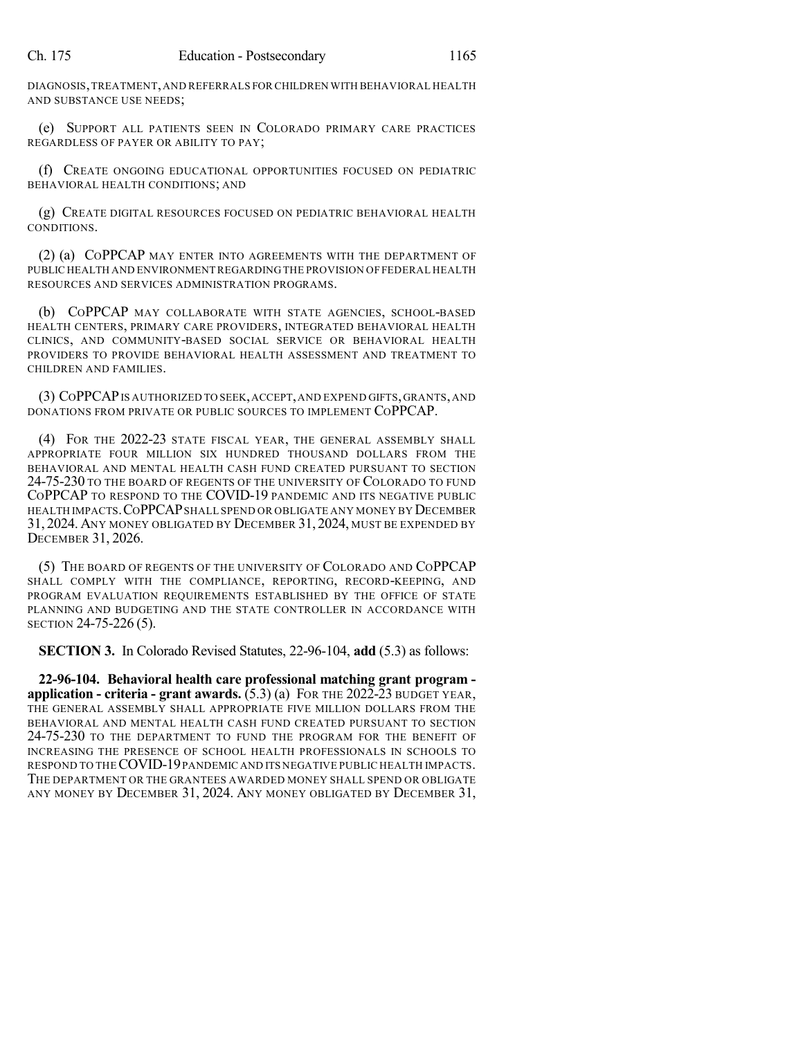DIAGNOSIS, TREATMENT, AND REFERRALS FOR CHILDREN WITH BEHAVIORAL HEALTH AND SUBSTANCE USE NEEDS;

(e) SUPPORT ALL PATIENTS SEEN IN COLORADO PRIMARY CARE PRACTICES REGARDLESS OF PAYER OR ABILITY TO PAY;

(f) CREATE ONGOING EDUCATIONAL OPPORTUNITIES FOCUSED ON PEDIATRIC BEHAVIORAL HEALTH CONDITIONS; AND

(g) CREATE DIGITAL RESOURCES FOCUSED ON PEDIATRIC BEHAVIORAL HEALTH CONDITIONS.

(2) (a) CoPPCAP MAY ENTER INTO AGREEMENTS WITH THE DEPARTMENT OF PUBLIC HEALTH AND ENVIRONMENT REGARDING THE PROVISION OF FEDERAL HEALTH RESOURCES AND SERVICES ADMINISTRATION PROGRAMS.

(b) CoPPCAP MAY COLLABORATE WITH STATE AGENCIES, SCHOOL-BASED HEALTH CENTERS, PRIMARY CARE PROVIDERS, INTEGRATED BEHAVIORAL HEALTH CLINICS, AND COMMUNITY-BASED SOCIAL SERVICE OR BEHAVIORAL HEALTH PROVIDERS TO PROVIDE BEHAVIORAL HEALTH ASSESSMENT AND TREATMENT TO CHILDREN AND FAMILIES.

(3) CoPPCAP IS AUTHORIZED TO SEEK, ACCEPT, AND EXPEND GIFTS, GRANTS, AND DONATIONS FROM PRIVATE OR PUBLIC SOURCES TO IMPLEMENT CoPPCAP.

(4) FOR THE 2022-23 STATE FISCAL YEAR, THE GENERAL ASSEMBLY SHALL APPROPRIATE FOUR MILLION SIX HUNDRED THOUSAND DOLLARS FROM THE BEHAVIORAL AND MENTAL HEALTH CASH FUND CREATED PURSUANT TO SECTION 24-75-230 TO THE BOARD OF REGENTS OF THE UNIVERSITY OF COLORADO TO FUND CoPPCAP TO RESPOND TO THE COVID-19 PANDEMIC AND ITS NEGATIVE PUBLIC HEALTH IMPACTS. CoPPCAP SHALL SPEND OR OBLIGATE ANY MONEY BY DECEMBER 31, 2024. ANY MONEY OBLIGATED BY DECEMBER 31, 2024, MUST BE EXPENDED BY DECEMBER 31, 2026.

(5) THE BOARD OF REGENTS OF THE UNIVERSITY OF COLORADO AND CoPPCAP SHALL COMPLY WITH THE COMPLIANCE, REPORTING, RECORD-KEEPING, AND PROGRAM EVALUATION REQUIREMENTS ESTABLISHED BY THE OFFICE OF STATE PLANNING AND BUDGETING AND THE STATE CONTROLLER IN ACCORDANCE WITH SECTION 24-75-226 (5).

**SECTION 3.** In Colorado Revised Statutes, 22-96-104, **add** (5.3) as follows:

**22-96-104. Behavioral health care professional matching grant program - application - criteria - grant awards.** (5.3) (a) FOR THE 2022-23 BUDGET YEAR, THE GENERAL ASSEMBLY SHALL APPROPRIATE FIVE MILLION DOLLARS FROM THE BEHAVIORAL AND MENTAL HEALTH CASH FUND CREATED PURSUANT TO SECTION 24-75-230 TO THE DEPARTMENT TO FUND THE PROGRAM FOR THE BENEFIT OF INCREASING THE PRESENCE OF SCHOOL HEALTH PROFESSIONALS IN SCHOOLS TO RESPOND TO THE COVID-19 PANDEMIC AND ITS NEGATIVE PUBLIC HEALTH IMPACTS. THE DEPARTMENT OR THE GRANTEES AWARDED MONEY SHALL SPEND OR OBLIGATE ANY MONEY BY DECEMBER 31, 2024. ANY MONEY OBLIGATED BY DECEMBER 31,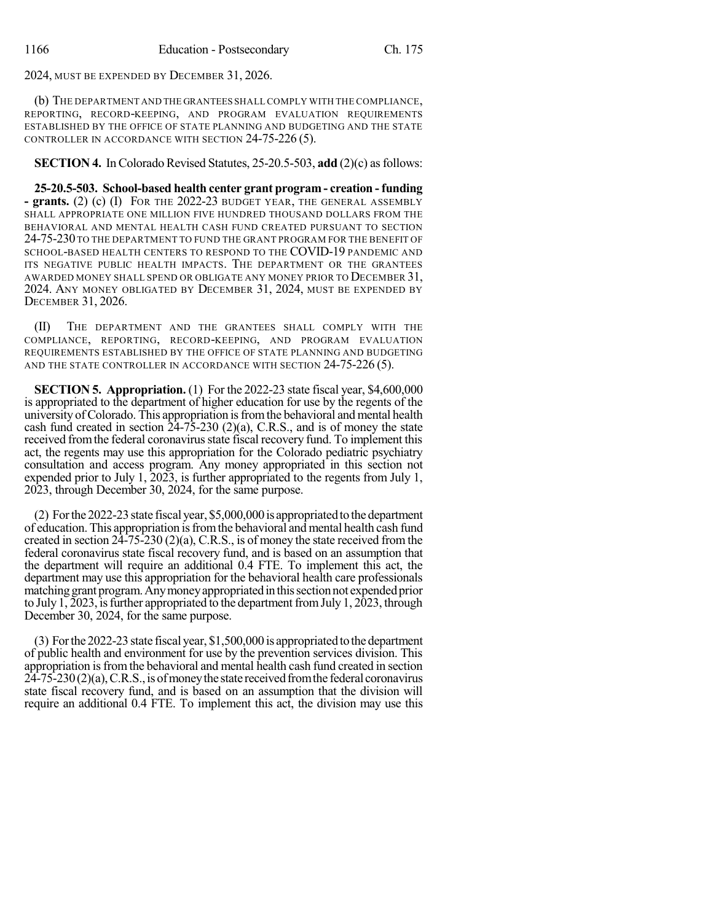2024, MUST BE EXPENDED BY DECEMBER 31, 2026.

(b) THE DEPARTMENT AND THE GRANTEES SHALL COMPLY WITH THE COMPLIANCE, REPORTING, RECORD-KEEPING, AND PROGRAM EVALUATION REQUIREMENTS ESTABLISHED BY THE OFFICE OF STATE PLANNING AND BUDGETING AND THE STATE CONTROLLER IN ACCORDANCE WITH SECTION 24-75-226 (5).

**SECTION 4.** In Colorado Revised Statutes, 25-20.5-503, **add** (2)(c) as follows:

**25-20.5-503. School-based health center grant program - creation - funding - grants.** (2) (c) (I) FOR THE 2022-23 BUDGET YEAR, THE GENERAL ASSEMBLY SHALL APPROPRIATE ONE MILLION FIVE HUNDRED THOUSAND DOLLARS FROM THE BEHAVIORAL AND MENTAL HEALTH CASH FUND CREATED PURSUANT TO SECTION 24-75-230 TO THE DEPARTMENT TO FUND THE GRANT PROGRAM FOR THE BENEFIT OF SCHOOL-BASED HEALTH CENTERS TO RESPOND TO THE COVID-19 PANDEMIC AND ITS NEGATIVE PUBLIC HEALTH IMPACTS. THE DEPARTMENT OR THE GRANTEES AWARDED MONEY SHALL SPEND OR OBLIGATE ANY MONEY PRIOR TO DECEMBER 31, 2024. ANY MONEY OBLIGATED BY DECEMBER 31, 2024, MUST BE EXPENDED BY DECEMBER 31, 2026.

(II) THE DEPARTMENT AND THE GRANTEES SHALL COMPLY WITH THE COMPLIANCE, REPORTING, RECORD-KEEPING, AND PROGRAM EVALUATION REQUIREMENTS ESTABLISHED BY THE OFFICE OF STATE PLANNING AND BUDGETING AND THE STATE CONTROLLER IN ACCORDANCE WITH SECTION 24-75-226 (5).

**SECTION 5. Appropriation.** (1) For the 2022-23 state fiscal year, $4,600,000 is appropriated to the department of higher education for use by the regents of the university of Colorado. This appropriation is from the behavioral and mental health cash fund created in section 24-75-230 (2)(a), C.R.S., and is of money the state received from the federal coronavirus state fiscal recovery fund. To implement this act, the regents may use this appropriation for the Colorado pediatric psychiatry consultation and access program. Any money appropriated in this section not expended prior to July 1, 2023, is further appropriated to the regents from July 1, 2023, through December 30, 2024, for the same purpose.

(2) For the 2022-23 state fiscal year, $5,000,000 is appropriated to the department of education. This appropriation is from the behavioral and mental health cash fund created in section 24-75-230 (2)(a), C.R.S., is of money the state received from the federal coronavirus state fiscal recovery fund, and is based on an assumption that the department will require an additional 0.4 FTE. To implement this act, the department may use this appropriation for the behavioral health care professionals matching grant program. Any money appropriated in this section not expended prior to July 1, 2023, is further appropriated to the department from July 1, 2023, through December 30, 2024, for the same purpose.

(3) For the 2022-23 state fiscal year, $1,500,000 is appropriated to the department of public health and environment for use by the prevention services division. This appropriation is from the behavioral and mental health cash fund created in section 24-75-230 (2)(a), C.R.S., is of money the state received from the federal coronavirus state fiscal recovery fund, and is based on an assumption that the division will require an additional 0.4 FTE. To implement this act, the division may use this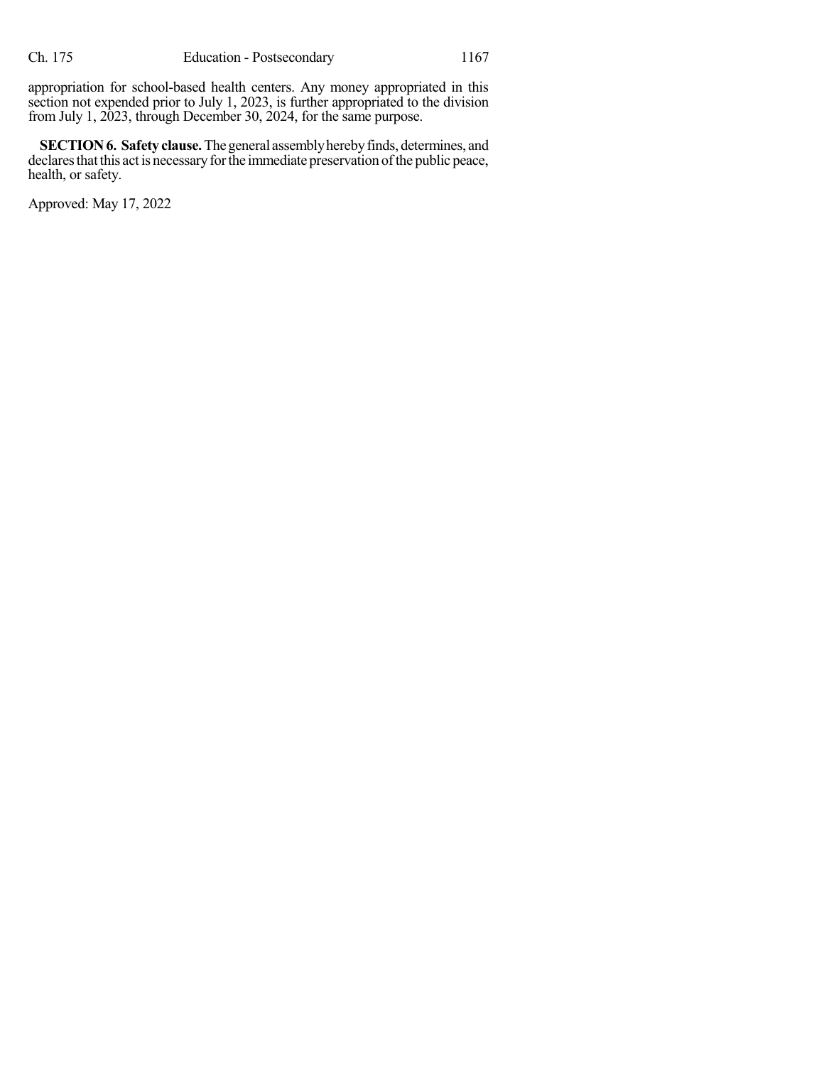appropriation for school-based health centers. Any money appropriated in this section not expended prior to July 1, 2023, is further appropriated to the division from July 1, 2023, through December 30, 2024, for the same purpose.

**SECTION 6. Safety clause.** The general assembly hereby finds, determines, and declares that this act is necessary for the immediate preservation of the public peace, health, or safety.

Approved: May 17, 2022